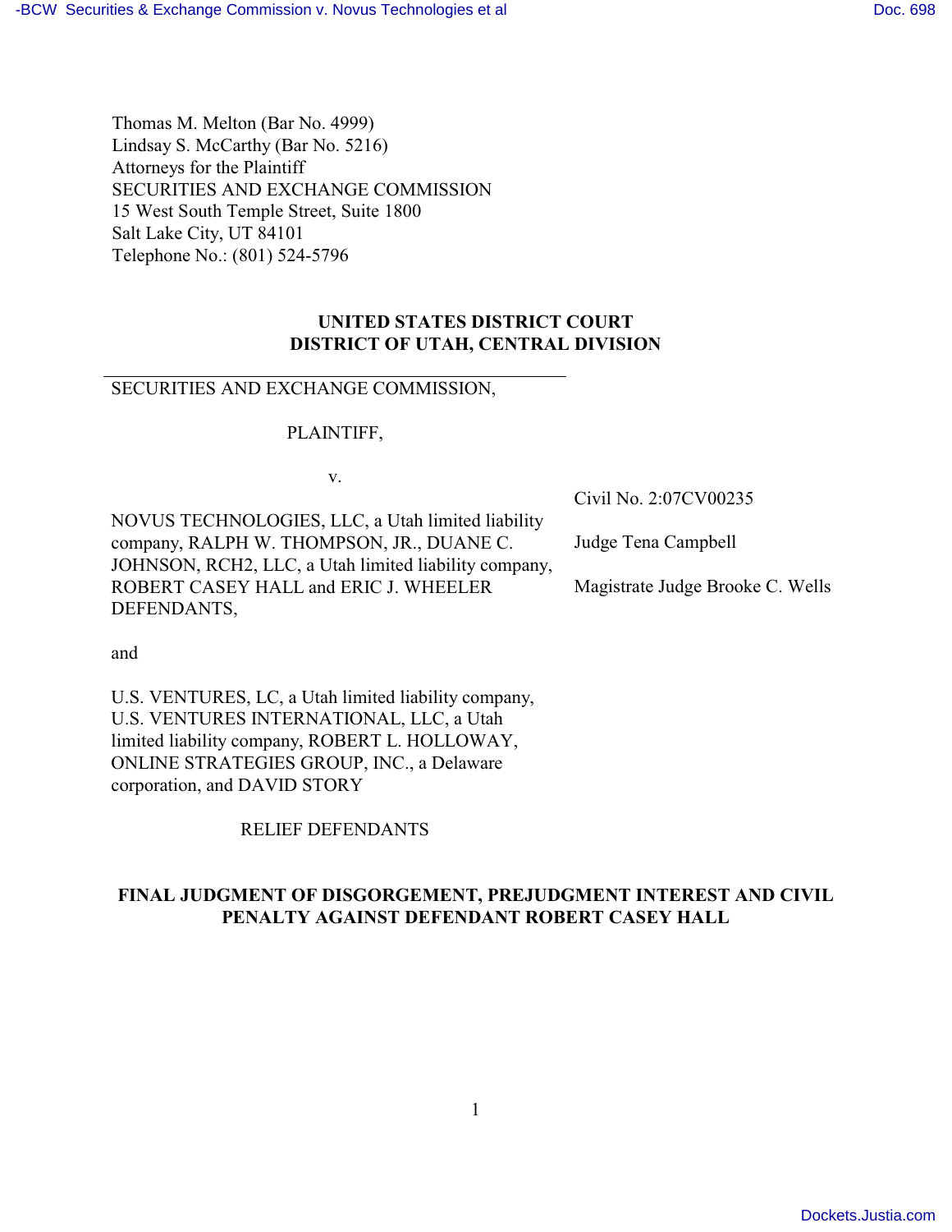Thomas M. Melton (Bar No. 4999)
Lindsay S. McCarthy (Bar No. 5216)
Attorneys for the Plaintiff
SECURITIES AND EXCHANGE COMMISSION
15 West South Temple Street, Suite 1800
Salt Lake City, UT 84101
Telephone No.: (801) 524-5796

**UNITED STATES DISTRICT COURT**
**DISTRICT OF UTAH, CENTRAL DIVISION**

SECURITIES AND EXCHANGE COMMISSION,

PLAINTIFF,

v.

NOVUS TECHNOLOGIES, LLC, a Utah limited liability company, RALPH W. THOMPSON, JR., DUANE C. JOHNSON, RCH2, LLC, a Utah limited liability company, ROBERT CASEY HALL and ERIC J. WHEELER DEFENDANTS,

and

U.S. VENTURES, LC, a Utah limited liability company, U.S. VENTURES INTERNATIONAL, LLC, a Utah limited liability company, ROBERT L. HOLLOWAY, ONLINE STRATEGIES GROUP, INC., a Delaware corporation, and DAVID STORY

RELIEF DEFENDANTS

Civil No. 2:07CV00235

Judge Tena Campbell

Magistrate Judge Brooke C. Wells

**FINAL JUDGMENT OF DISGORGEMENT, PREJUDGMENT INTEREST AND CIVIL PENALTY AGAINST DEFENDANT ROBERT CASEY HALL**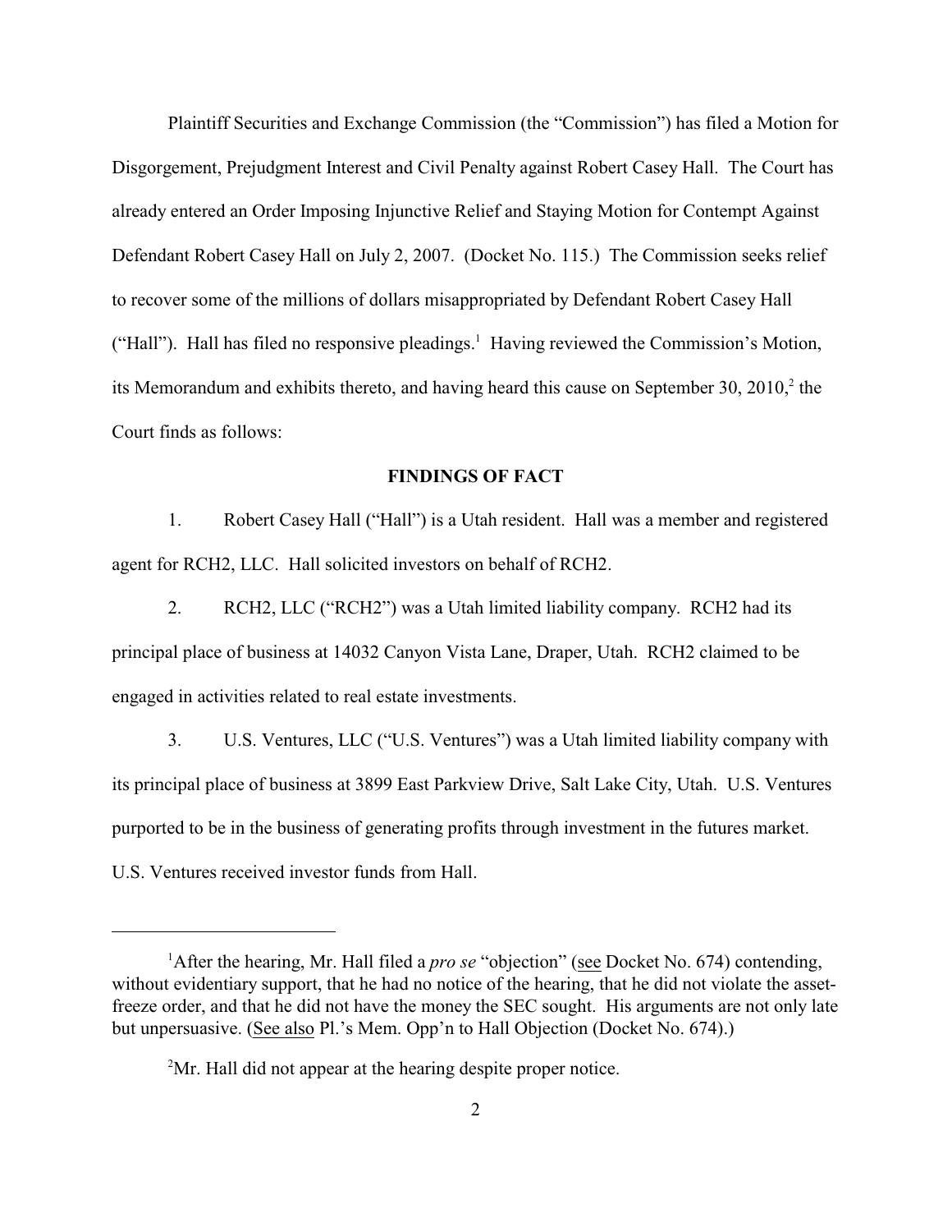Plaintiff Securities and Exchange Commission (the "Commission") has filed a Motion for Disgorgement, Prejudgment Interest and Civil Penalty against Robert Casey Hall. The Court has already entered an Order Imposing Injunctive Relief and Staying Motion for Contempt Against Defendant Robert Casey Hall on July 2, 2007. (Docket No. 115.) The Commission seeks relief to recover some of the millions of dollars misappropriated by Defendant Robert Casey Hall ("Hall"). Hall has filed no responsive pleadings.[1] Having reviewed the Commission's Motion, its Memorandum and exhibits thereto, and having heard this cause on September 30, 2010,[2] the Court finds as follows:

**FINDINGS OF FACT**

1. Robert Casey Hall ("Hall") is a Utah resident. Hall was a member and registered agent for RCH2, LLC. Hall solicited investors on behalf of RCH2.

2. RCH2, LLC ("RCH2") was a Utah limited liability company. RCH2 had its principal place of business at 14032 Canyon Vista Lane, Draper, Utah. RCH2 claimed to be engaged in activities related to real estate investments.

3. U.S. Ventures, LLC ("U.S. Ventures") was a Utah limited liability company with its principal place of business at 3899 East Parkview Drive, Salt Lake City, Utah. U.S. Ventures purported to be in the business of generating profits through investment in the futures market. U.S. Ventures received investor funds from Hall.

---

[1] After the hearing, Mr. Hall filed a *pro se* "objection" (see Docket No. 674) contending, without evidentiary support, that he had no notice of the hearing, that he did not violate the asset-freeze order, and that he did not have the money the SEC sought. His arguments are not only late but unpersuasive. (See also Pl.'s Mem. Opp'n to Hall Objection (Docket No. 674).)

[2] Mr. Hall did not appear at the hearing despite proper notice.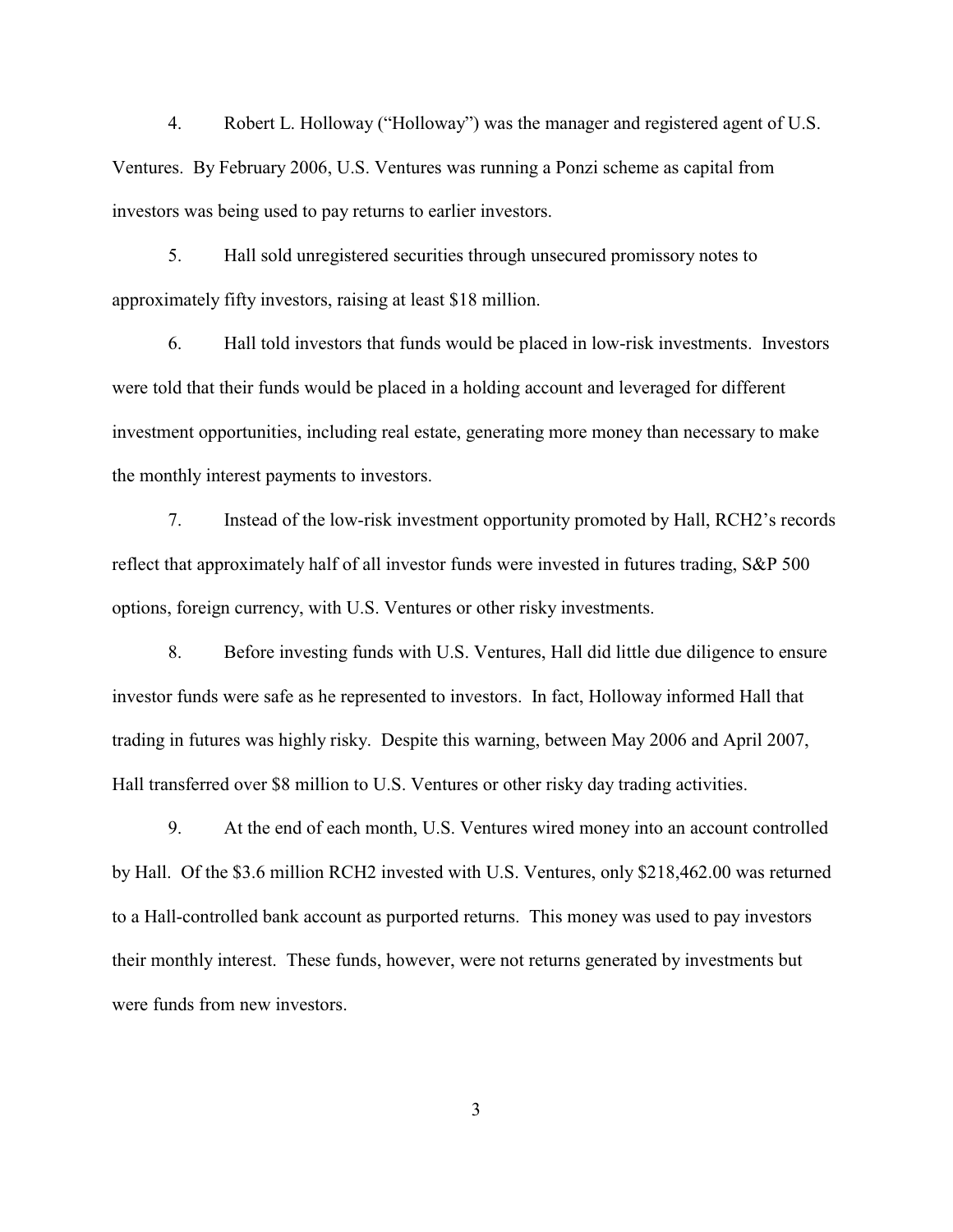4. Robert L. Holloway ("Holloway") was the manager and registered agent of U.S. Ventures. By February 2006, U.S. Ventures was running a Ponzi scheme as capital from investors was being used to pay returns to earlier investors.

5. Hall sold unregistered securities through unsecured promissory notes to approximately fifty investors, raising at least $18 million.

6. Hall told investors that funds would be placed in low-risk investments. Investors were told that their funds would be placed in a holding account and leveraged for different investment opportunities, including real estate, generating more money than necessary to make the monthly interest payments to investors.

7. Instead of the low-risk investment opportunity promoted by Hall, RCH2's records reflect that approximately half of all investor funds were invested in futures trading, S&P 500 options, foreign currency, with U.S. Ventures or other risky investments.

8. Before investing funds with U.S. Ventures, Hall did little due diligence to ensure investor funds were safe as he represented to investors. In fact, Holloway informed Hall that trading in futures was highly risky. Despite this warning, between May 2006 and April 2007, Hall transferred over $8 million to U.S. Ventures or other risky day trading activities.

9. At the end of each month, U.S. Ventures wired money into an account controlled by Hall. Of the $3.6 million RCH2 invested with U.S. Ventures, only $218,462.00 was returned to a Hall-controlled bank account as purported returns. This money was used to pay investors their monthly interest. These funds, however, were not returns generated by investments but were funds from new investors.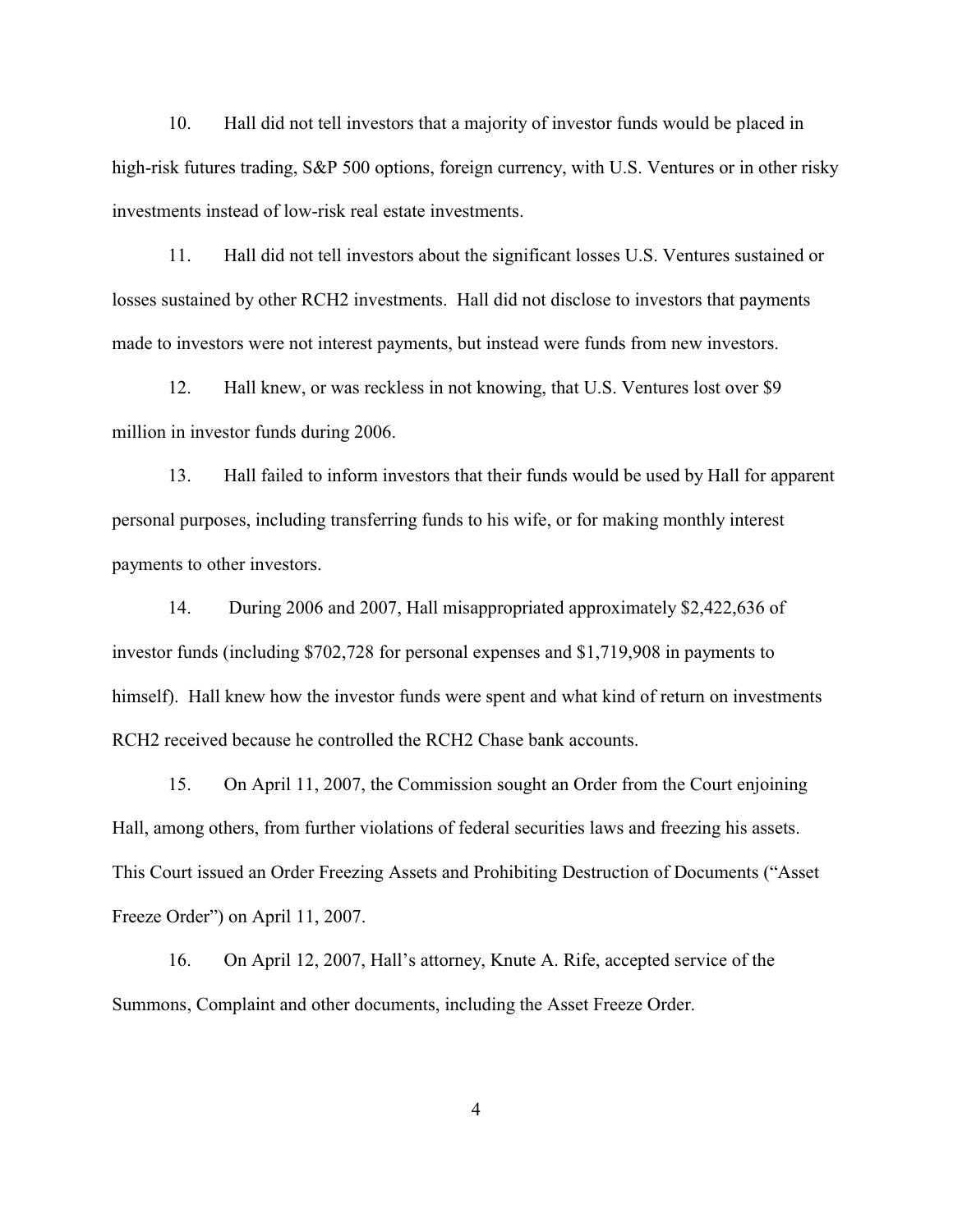10. Hall did not tell investors that a majority of investor funds would be placed in high-risk futures trading, S&P 500 options, foreign currency, with U.S. Ventures or in other risky investments instead of low-risk real estate investments.

11. Hall did not tell investors about the significant losses U.S. Ventures sustained or losses sustained by other RCH2 investments. Hall did not disclose to investors that payments made to investors were not interest payments, but instead were funds from new investors.

12. Hall knew, or was reckless in not knowing, that U.S. Ventures lost over $9 million in investor funds during 2006.

13. Hall failed to inform investors that their funds would be used by Hall for apparent personal purposes, including transferring funds to his wife, or for making monthly interest payments to other investors.

14. During 2006 and 2007, Hall misappropriated approximately $2,422,636 of investor funds (including $702,728 for personal expenses and $1,719,908 in payments to himself). Hall knew how the investor funds were spent and what kind of return on investments RCH2 received because he controlled the RCH2 Chase bank accounts.

15. On April 11, 2007, the Commission sought an Order from the Court enjoining Hall, among others, from further violations of federal securities laws and freezing his assets. This Court issued an Order Freezing Assets and Prohibiting Destruction of Documents ("Asset Freeze Order") on April 11, 2007.

16. On April 12, 2007, Hall's attorney, Knute A. Rife, accepted service of the Summons, Complaint and other documents, including the Asset Freeze Order.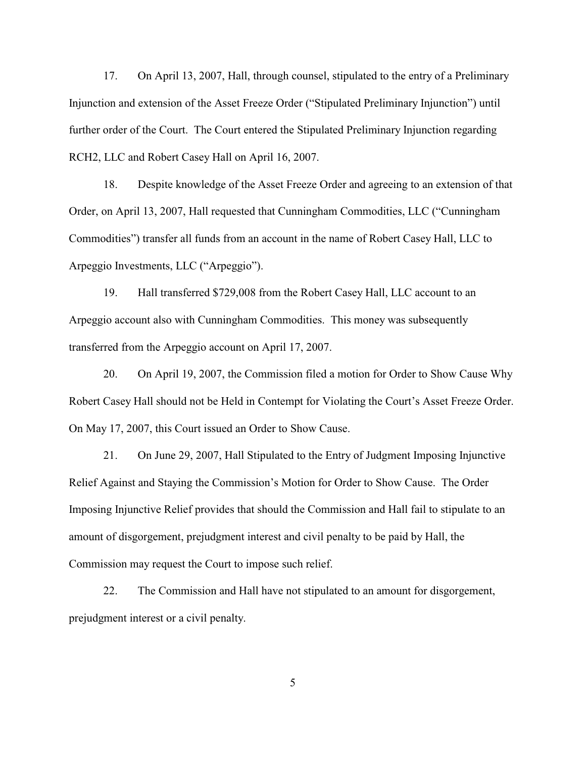17. On April 13, 2007, Hall, through counsel, stipulated to the entry of a Preliminary Injunction and extension of the Asset Freeze Order ("Stipulated Preliminary Injunction") until further order of the Court. The Court entered the Stipulated Preliminary Injunction regarding RCH2, LLC and Robert Casey Hall on April 16, 2007.

18. Despite knowledge of the Asset Freeze Order and agreeing to an extension of that Order, on April 13, 2007, Hall requested that Cunningham Commodities, LLC ("Cunningham Commodities") transfer all funds from an account in the name of Robert Casey Hall, LLC to Arpeggio Investments, LLC ("Arpeggio").

19. Hall transferred $729,008 from the Robert Casey Hall, LLC account to an Arpeggio account also with Cunningham Commodities. This money was subsequently transferred from the Arpeggio account on April 17, 2007.

20. On April 19, 2007, the Commission filed a motion for Order to Show Cause Why Robert Casey Hall should not be Held in Contempt for Violating the Court's Asset Freeze Order. On May 17, 2007, this Court issued an Order to Show Cause.

21. On June 29, 2007, Hall Stipulated to the Entry of Judgment Imposing Injunctive Relief Against and Staying the Commission's Motion for Order to Show Cause. The Order Imposing Injunctive Relief provides that should the Commission and Hall fail to stipulate to an amount of disgorgement, prejudgment interest and civil penalty to be paid by Hall, the Commission may request the Court to impose such relief.

22. The Commission and Hall have not stipulated to an amount for disgorgement, prejudgment interest or a civil penalty.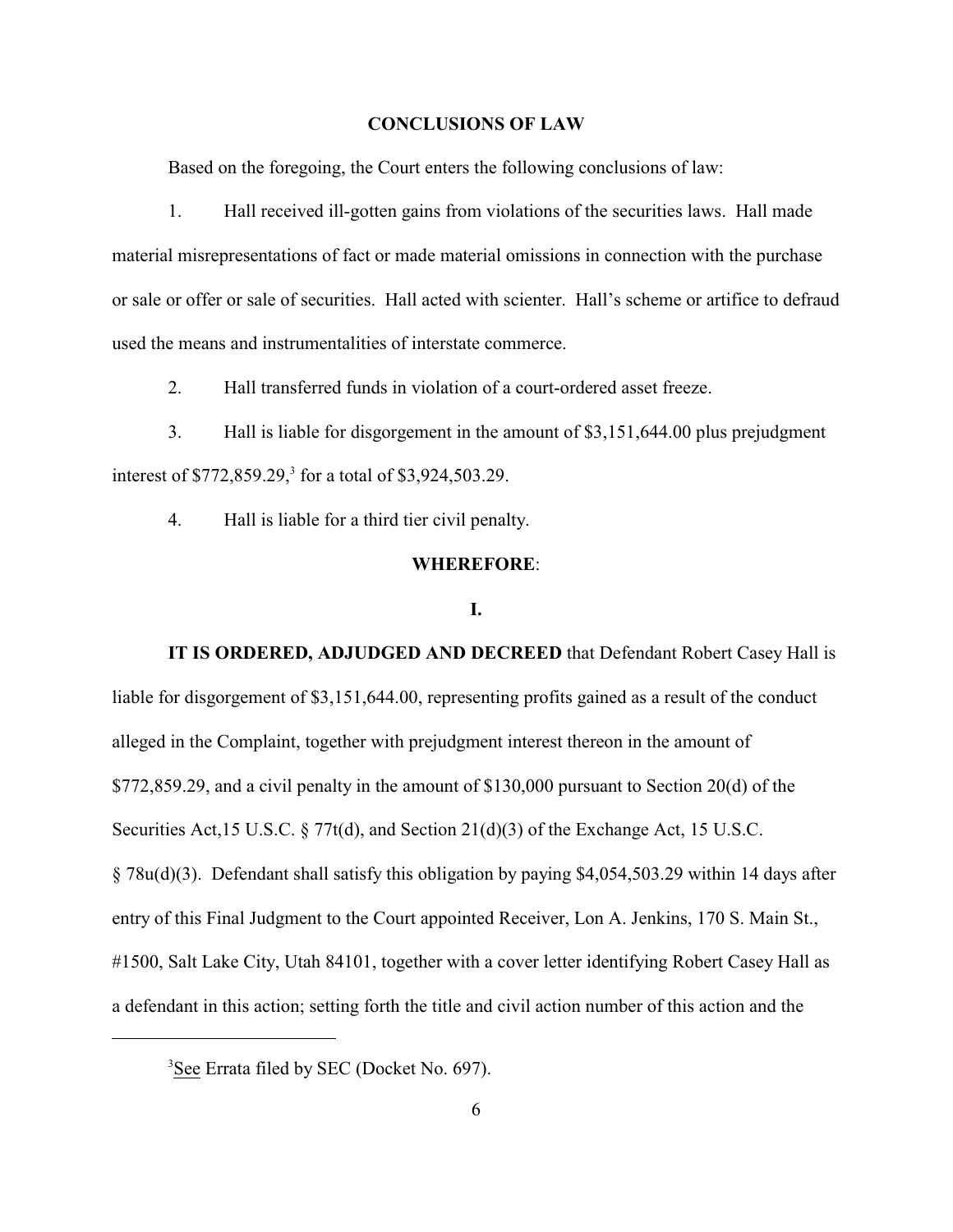## CONCLUSIONS OF LAW

Based on the foregoing, the Court enters the following conclusions of law:

1. Hall received ill-gotten gains from violations of the securities laws. Hall made material misrepresentations of fact or made material omissions in connection with the purchase or sale or offer or sale of securities. Hall acted with scienter. Hall's scheme or artifice to defraud used the means and instrumentalities of interstate commerce.

2. Hall transferred funds in violation of a court-ordered asset freeze.

3. Hall is liable for disgorgement in the amount of $3,151,644.00 plus prejudgment interest of $772,859.29,[3] for a total of $3,924,503.29.

4. Hall is liable for a third tier civil penalty.

**WHEREFORE**:

**I.**

**IT IS ORDERED, ADJUDGED AND DECREED** that Defendant Robert Casey Hall is liable for disgorgement of $3,151,644.00, representing profits gained as a result of the conduct alleged in the Complaint, together with prejudgment interest thereon in the amount of $772,859.29, and a civil penalty in the amount of $130,000 pursuant to Section 20(d) of the Securities Act,15 U.S.C. § 77t(d), and Section 21(d)(3) of the Exchange Act, 15 U.S.C. § 78u(d)(3). Defendant shall satisfy this obligation by paying $4,054,503.29 within 14 days after entry of this Final Judgment to the Court appointed Receiver, Lon A. Jenkins, 170 S. Main St., #1500, Salt Lake City, Utah 84101, together with a cover letter identifying Robert Casey Hall as a defendant in this action; setting forth the title and civil action number of this action and the

---

[3] See Errata filed by SEC (Docket No. 697).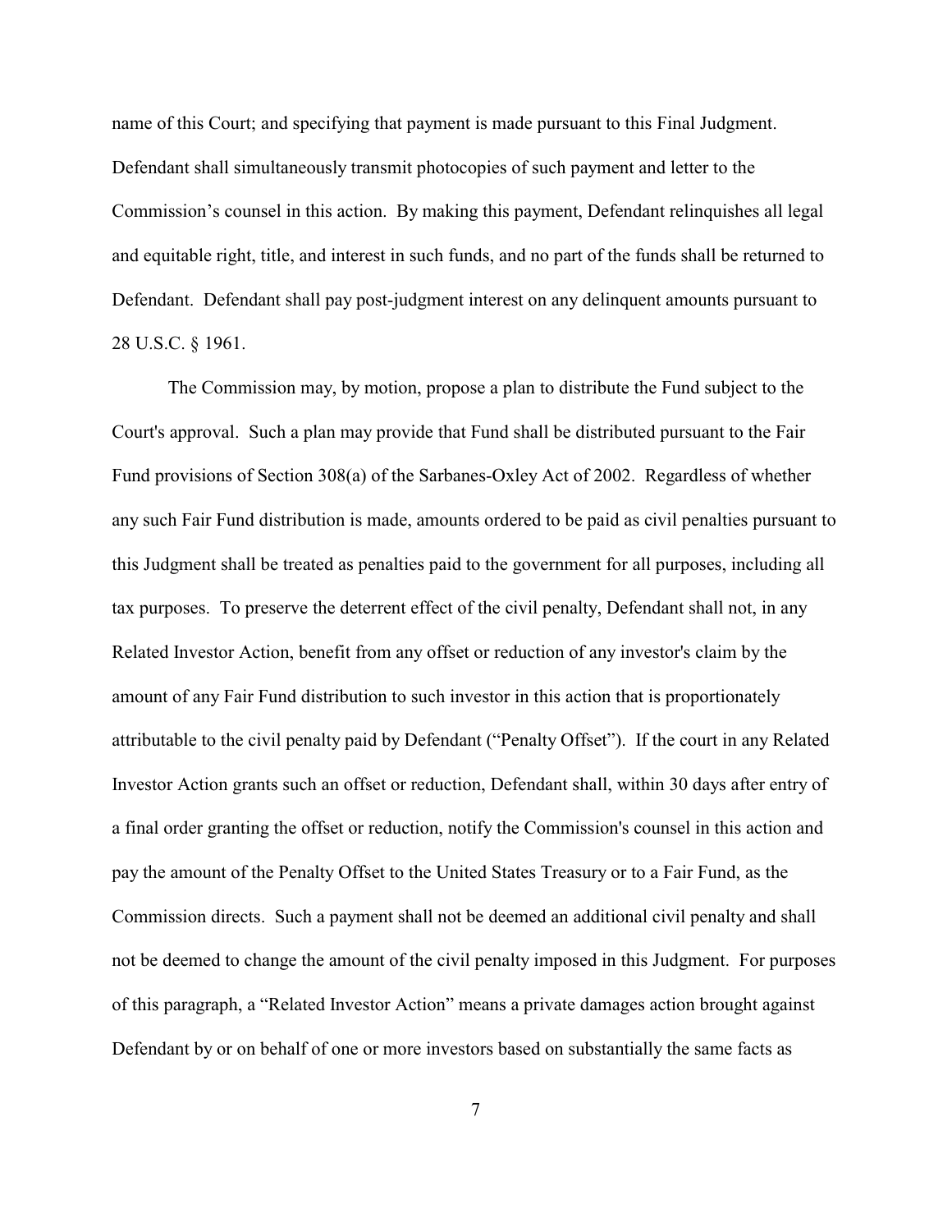name of this Court; and specifying that payment is made pursuant to this Final Judgment. Defendant shall simultaneously transmit photocopies of such payment and letter to the Commission's counsel in this action. By making this payment, Defendant relinquishes all legal and equitable right, title, and interest in such funds, and no part of the funds shall be returned to Defendant. Defendant shall pay post-judgment interest on any delinquent amounts pursuant to 28 U.S.C. § 1961.

The Commission may, by motion, propose a plan to distribute the Fund subject to the Court's approval. Such a plan may provide that Fund shall be distributed pursuant to the Fair Fund provisions of Section 308(a) of the Sarbanes-Oxley Act of 2002. Regardless of whether any such Fair Fund distribution is made, amounts ordered to be paid as civil penalties pursuant to this Judgment shall be treated as penalties paid to the government for all purposes, including all tax purposes. To preserve the deterrent effect of the civil penalty, Defendant shall not, in any Related Investor Action, benefit from any offset or reduction of any investor's claim by the amount of any Fair Fund distribution to such investor in this action that is proportionately attributable to the civil penalty paid by Defendant ("Penalty Offset"). If the court in any Related Investor Action grants such an offset or reduction, Defendant shall, within 30 days after entry of a final order granting the offset or reduction, notify the Commission's counsel in this action and pay the amount of the Penalty Offset to the United States Treasury or to a Fair Fund, as the Commission directs. Such a payment shall not be deemed an additional civil penalty and shall not be deemed to change the amount of the civil penalty imposed in this Judgment. For purposes of this paragraph, a "Related Investor Action" means a private damages action brought against Defendant by or on behalf of one or more investors based on substantially the same facts as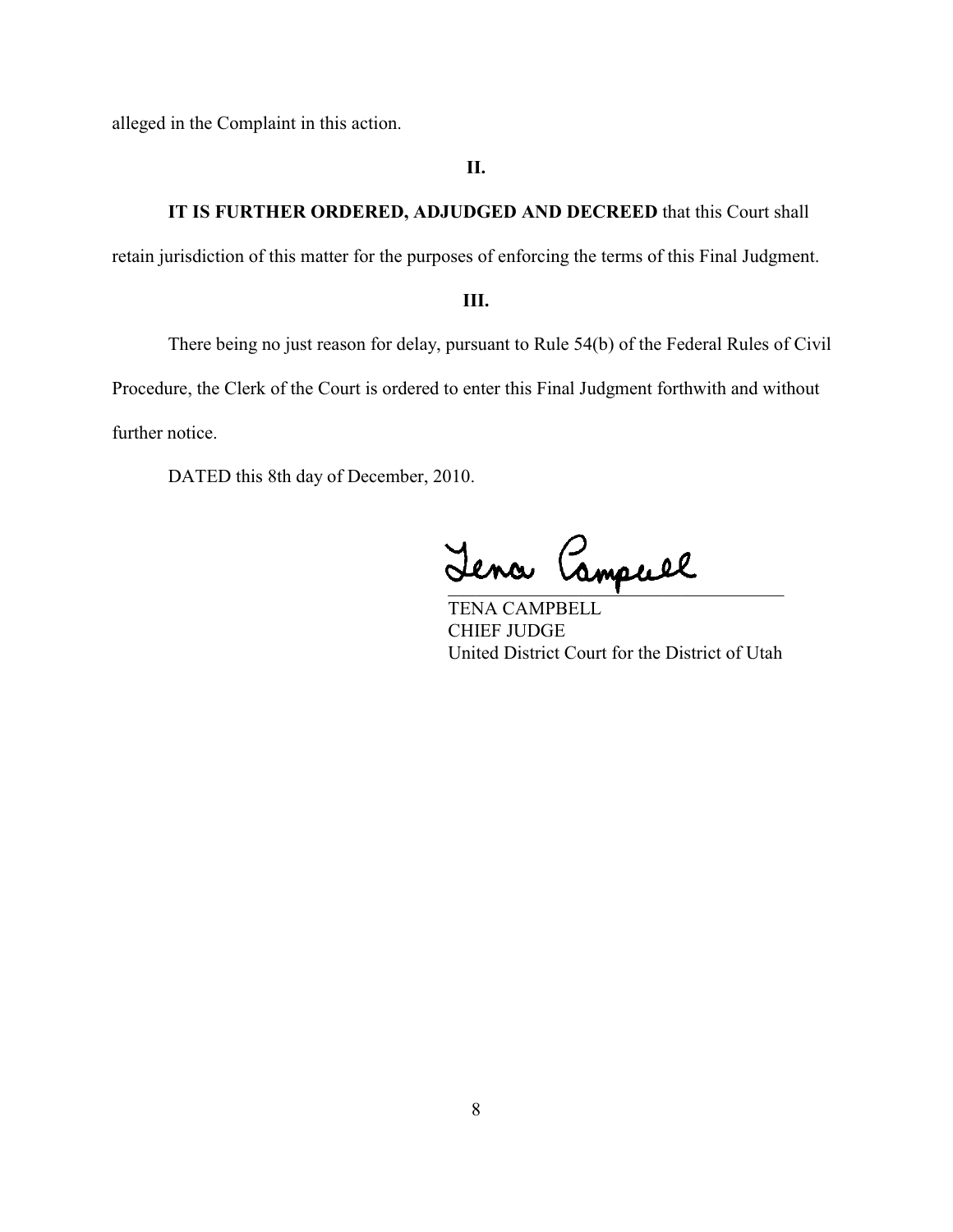alleged in the Complaint in this action.

**II.**

**IT IS FURTHER ORDERED, ADJUDGED AND DECREED** that this Court shall retain jurisdiction of this matter for the purposes of enforcing the terms of this Final Judgment.

**III.**

There being no just reason for delay, pursuant to Rule 54(b) of the Federal Rules of Civil Procedure, the Clerk of the Court is ordered to enter this Final Judgment forthwith and without further notice.

DATED this 8th day of December, 2010.

Tena Campbell

TENA CAMPBELL
CHIEF JUDGE
United District Court for the District of Utah